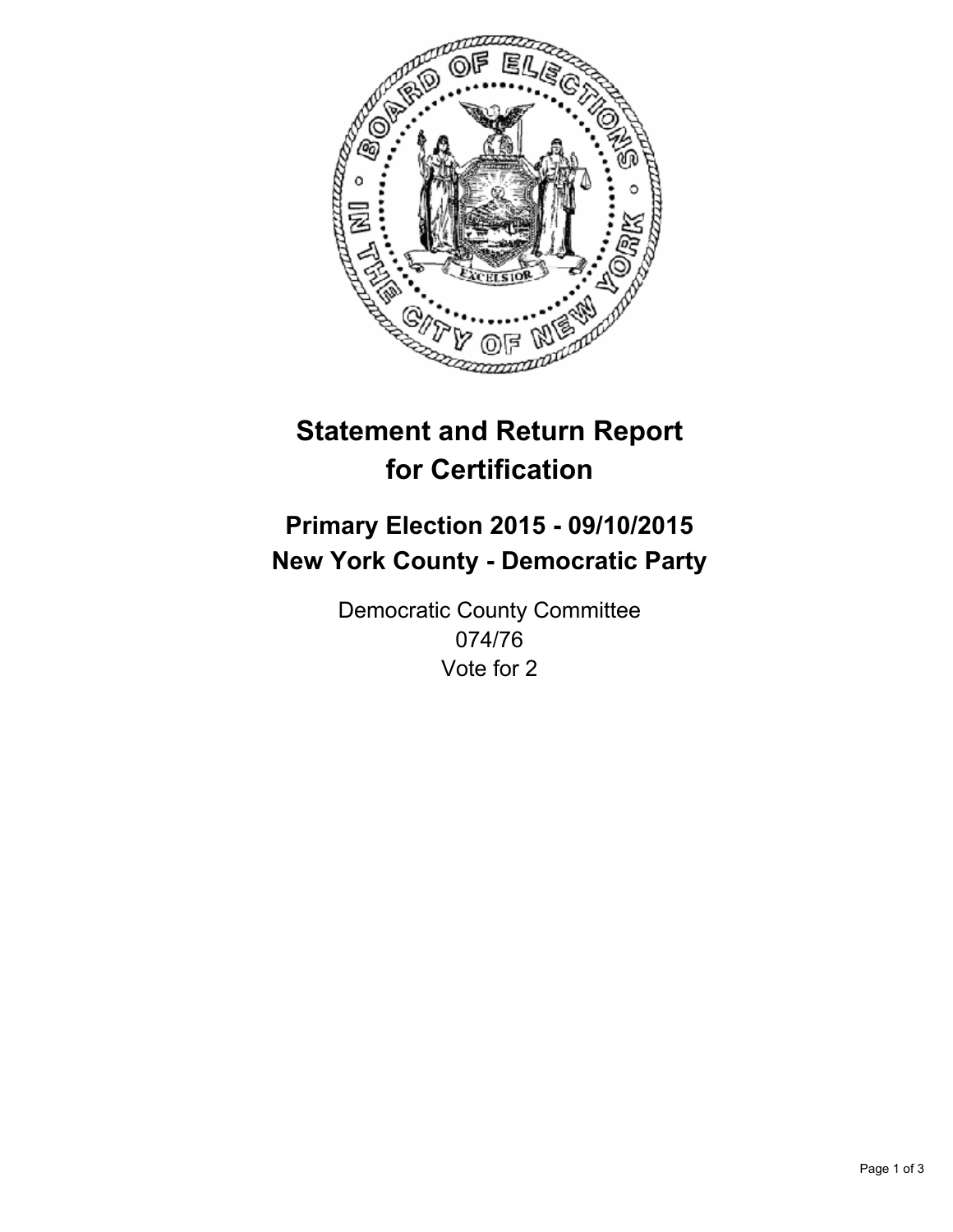# Statement and Return Report for Certification

## Primary Election 2015 - 09/10/2015
## New York County - Democratic Party

Democratic County Committee
074/76
Vote for 2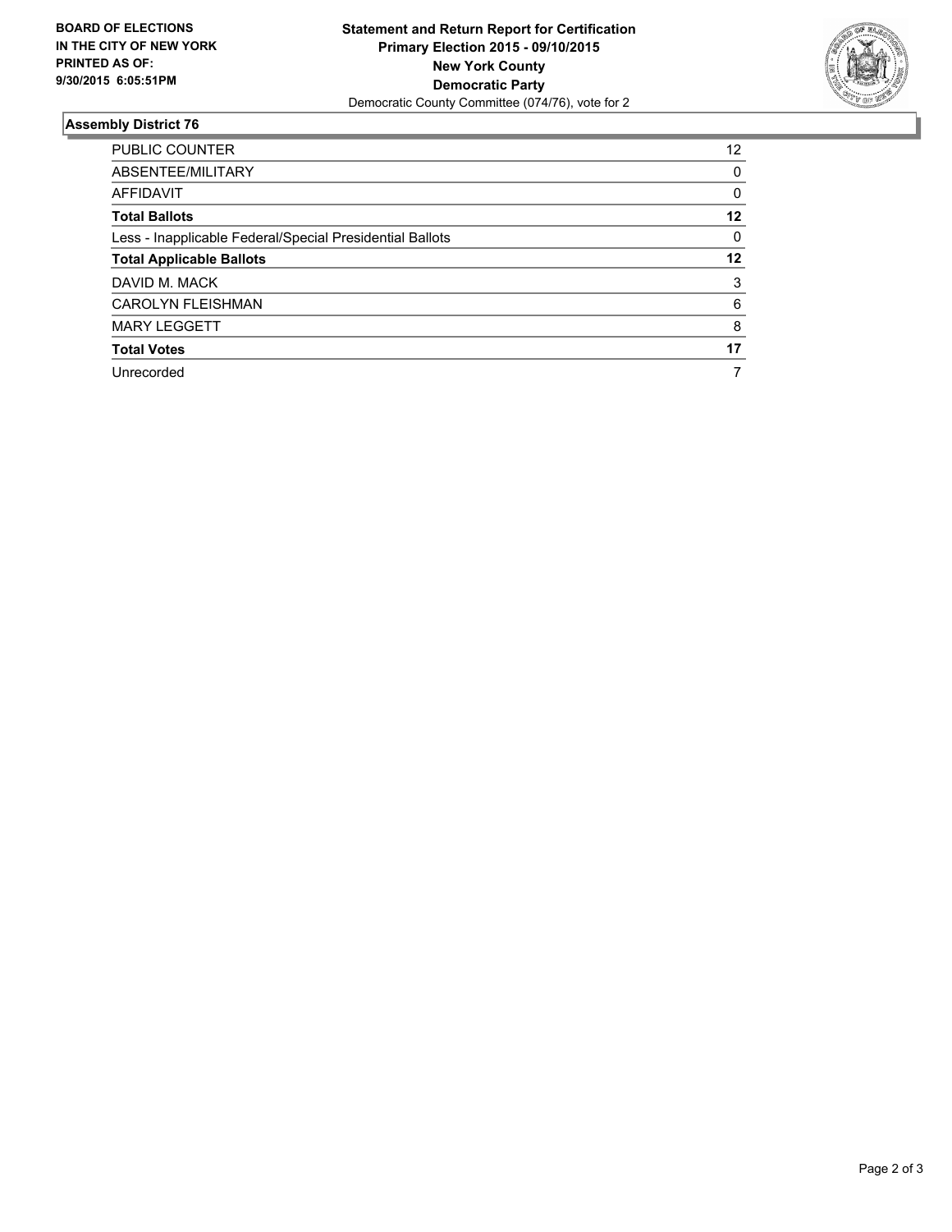**BOARD OF ELECTIONS IN THE CITY OF NEW YORK PRINTED AS OF: 9/30/2015 6:05:51PM**

**Statement and Return Report for Certification**
**Primary Election 2015 - 09/10/2015**
**New York County**
**Democratic Party**
Democratic County Committee (074/76), vote for 2

## Assembly District 76

| | |
|---|---|
| PUBLIC COUNTER | 12 |
| ABSENTEE/MILITARY | 0 |
| AFFIDAVIT | 0 |
| **Total Ballots** | **12** |
| Less - Inapplicable Federal/Special Presidential Ballots | 0 |
| **Total Applicable Ballots** | **12** |
| DAVID M. MACK | 3 |
| CAROLYN FLEISHMAN | 6 |
| MARY LEGGETT | 8 |
| **Total Votes** | **17** |
| Unrecorded | 7 |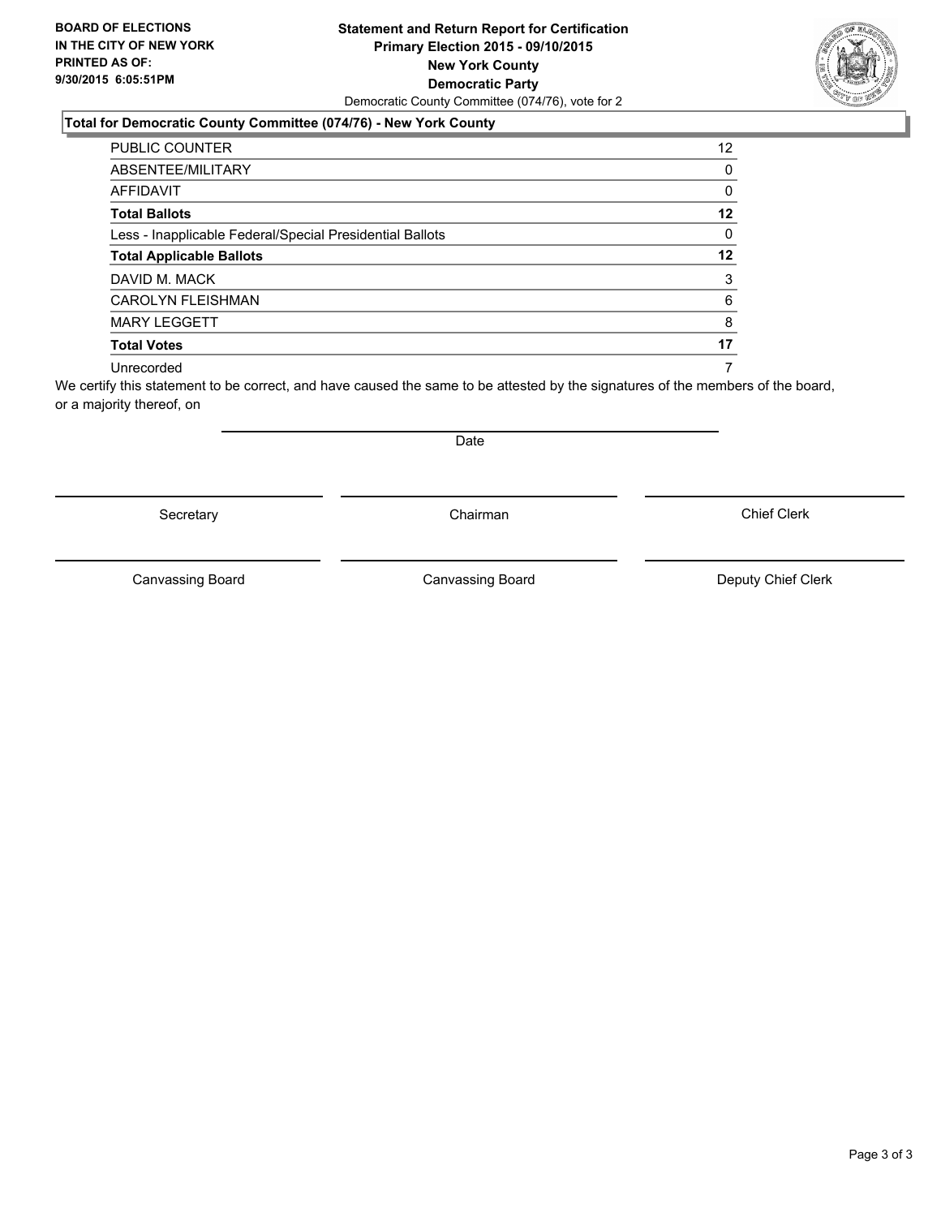**BOARD OF ELECTIONS IN THE CITY OF NEW YORK PRINTED AS OF: 9/30/2015 6:05:51PM**

**Statement and Return Report for Certification**
**Primary Election 2015 - 09/10/2015**
**New York County**
**Democratic Party**
Democratic County Committee (074/76), vote for 2

### Total for Democratic County Committee (074/76) - New York County

| | |
|---|---|
| PUBLIC COUNTER | 12 |
| ABSENTEE/MILITARY | 0 |
| AFFIDAVIT | 0 |
| **Total Ballots** | **12** |
| Less - Inapplicable Federal/Special Presidential Ballots | 0 |
| **Total Applicable Ballots** | **12** |
| DAVID M. MACK | 3 |
| CAROLYN FLEISHMAN | 6 |
| MARY LEGGETT | 8 |
| **Total Votes** | **17** |
| Unrecorded | 7 |

We certify this statement to be correct, and have caused the same to be attested by the signatures of the members of the board, or a majority thereof, on

Date

Secretary

Chairman

Chief Clerk

Canvassing Board

Canvassing Board

Deputy Chief Clerk